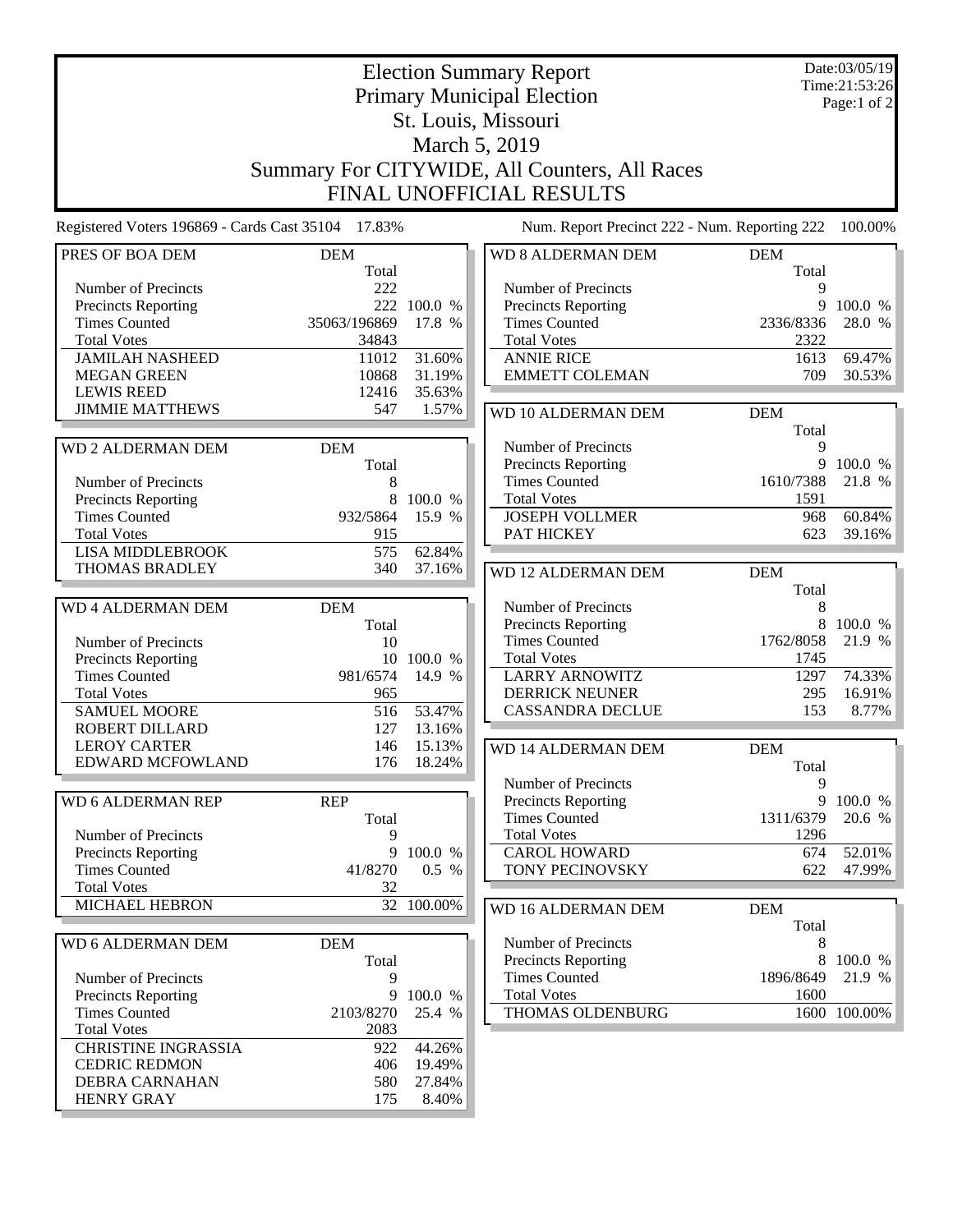# Election Summary Report

## Primary Municipal Election

## St. Louis, Missouri

## March 5, 2019

## Summary For CITYWIDE, All Counters, All Races

## FINAL UNOFFICIAL RESULTS

Date:03/05/19
Time:21:53:26

Registered Voters 196869 - Cards Cast 35104 17.83%

Num. Report Precinct 222 - Num. Reporting 222 100.00%

### PRES OF BOA DEM

| PRES OF BOA DEM | DEM Total | |
|---|---|---|
| Number of Precincts | 222 | |
| Precincts Reporting | 222 | 100.0 % |
| Times Counted | 35063/196869 | 17.8 % |
| Total Votes | 34843 | |
| JAMILAH NASHEED | 11012 | 31.60% |
| MEGAN GREEN | 10868 | 31.19% |
| LEWIS REED | 12416 | 35.63% |
| JIMMIE MATTHEWS | 547 | 1.57% |

### WD 2 ALDERMAN DEM

| WD 2 ALDERMAN DEM | DEM Total | |
|---|---|---|
| Number of Precincts | 8 | |
| Precincts Reporting | 8 | 100.0 % |
| Times Counted | 932/5864 | 15.9 % |
| Total Votes | 915 | |
| LISA MIDDLEBROOK | 575 | 62.84% |
| THOMAS BRADLEY | 340 | 37.16% |

### WD 4 ALDERMAN DEM

| WD 4 ALDERMAN DEM | DEM Total | |
|---|---|---|
| Number of Precincts | 10 | |
| Precincts Reporting | 10 | 100.0 % |
| Times Counted | 981/6574 | 14.9 % |
| Total Votes | 965 | |
| SAMUEL MOORE | 516 | 53.47% |
| ROBERT DILLARD | 127 | 13.16% |
| LEROY CARTER | 146 | 15.13% |
| EDWARD MCFOWLAND | 176 | 18.24% |

### WD 6 ALDERMAN REP

| WD 6 ALDERMAN REP | REP Total | |
|---|---|---|
| Number of Precincts | 9 | |
| Precincts Reporting | 9 | 100.0 % |
| Times Counted | 41/8270 | 0.5 % |
| Total Votes | 32 | |
| MICHAEL HEBRON | 32 | 100.00% |

### WD 6 ALDERMAN DEM

| WD 6 ALDERMAN DEM | DEM Total | |
|---|---|---|
| Number of Precincts | 9 | |
| Precincts Reporting | 9 | 100.0 % |
| Times Counted | 2103/8270 | 25.4 % |
| Total Votes | 2083 | |
| CHRISTINE INGRASSIA | 922 | 44.26% |
| CEDRIC REDMON | 406 | 19.49% |
| DEBRA CARNAHAN | 580 | 27.84% |
| HENRY GRAY | 175 | 8.40% |

### WD 8 ALDERMAN DEM

| WD 8 ALDERMAN DEM | DEM Total | |
|---|---|---|
| Number of Precincts | 9 | |
| Precincts Reporting | 9 | 100.0 % |
| Times Counted | 2336/8336 | 28.0 % |
| Total Votes | 2322 | |
| ANNIE RICE | 1613 | 69.47% |
| EMMETT COLEMAN | 709 | 30.53% |

### WD 10 ALDERMAN DEM

| WD 10 ALDERMAN DEM | DEM Total | |
|---|---|---|
| Number of Precincts | 9 | |
| Precincts Reporting | 9 | 100.0 % |
| Times Counted | 1610/7388 | 21.8 % |
| Total Votes | 1591 | |
| JOSEPH VOLLMER | 968 | 60.84% |
| PAT HICKEY | 623 | 39.16% |

### WD 12 ALDERMAN DEM

| WD 12 ALDERMAN DEM | DEM Total | |
|---|---|---|
| Number of Precincts | 8 | |
| Precincts Reporting | 8 | 100.0 % |
| Times Counted | 1762/8058 | 21.9 % |
| Total Votes | 1745 | |
| LARRY ARNOWITZ | 1297 | 74.33% |
| DERRICK NEUNER | 295 | 16.91% |
| CASSANDRA DECLUE | 153 | 8.77% |

### WD 14 ALDERMAN DEM

| WD 14 ALDERMAN DEM | DEM Total | |
|---|---|---|
| Number of Precincts | 9 | |
| Precincts Reporting | 9 | 100.0 % |
| Times Counted | 1311/6379 | 20.6 % |
| Total Votes | 1296 | |
| CAROL HOWARD | 674 | 52.01% |
| TONY PECINOVSKY | 622 | 47.99% |

### WD 16 ALDERMAN DEM

| WD 16 ALDERMAN DEM | DEM Total | |
|---|---|---|
| Number of Precincts | 8 | |
| Precincts Reporting | 8 | 100.0 % |
| Times Counted | 1896/8649 | 21.9 % |
| Total Votes | 1600 | |
| THOMAS OLDENBURG | 1600 | 100.00% |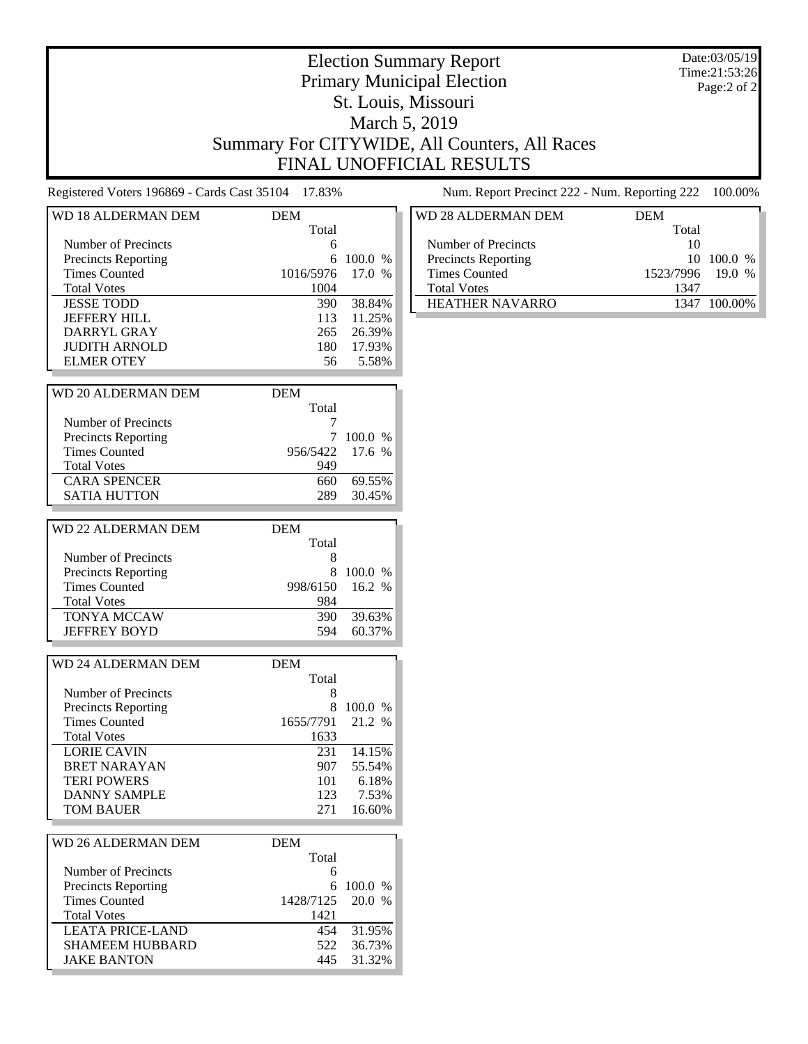# Election Summary Report

## Primary Municipal Election

## St. Louis, Missouri

## March 5, 2019

## Summary For CITYWIDE, All Counters, All Races

## FINAL UNOFFICIAL RESULTS

Date:03/05/19
Time:21:53:26

Registered Voters 196869 - Cards Cast 35104 17.83%

Num. Report Precinct 222 - Num. Reporting 222 100.00%

| WD 18 ALDERMAN DEM | DEM Total | |
|---|---|---|
| Number of Precincts | 6 | |
| Precincts Reporting | 6 | 100.0 % |
| Times Counted | 1016/5976 | 17.0 % |
| Total Votes | 1004 | |
| JESSE TODD | 390 | 38.84% |
| JEFFERY HILL | 113 | 11.25% |
| DARRYL GRAY | 265 | 26.39% |
| JUDITH ARNOLD | 180 | 17.93% |
| ELMER OTEY | 56 | 5.58% |

| WD 20 ALDERMAN DEM | DEM Total | |
|---|---|---|
| Number of Precincts | 7 | |
| Precincts Reporting | 7 | 100.0 % |
| Times Counted | 956/5422 | 17.6 % |
| Total Votes | 949 | |
| CARA SPENCER | 660 | 69.55% |
| SATIA HUTTON | 289 | 30.45% |

| WD 22 ALDERMAN DEM | DEM Total | |
|---|---|---|
| Number of Precincts | 8 | |
| Precincts Reporting | 8 | 100.0 % |
| Times Counted | 998/6150 | 16.2 % |
| Total Votes | 984 | |
| TONYA MCCAW | 390 | 39.63% |
| JEFFREY BOYD | 594 | 60.37% |

| WD 24 ALDERMAN DEM | DEM Total | |
|---|---|---|
| Number of Precincts | 8 | |
| Precincts Reporting | 8 | 100.0 % |
| Times Counted | 1655/7791 | 21.2 % |
| Total Votes | 1633 | |
| LORIE CAVIN | 231 | 14.15% |
| BRET NARAYAN | 907 | 55.54% |
| TERI POWERS | 101 | 6.18% |
| DANNY SAMPLE | 123 | 7.53% |
| TOM BAUER | 271 | 16.60% |

| WD 26 ALDERMAN DEM | DEM Total | |
|---|---|---|
| Number of Precincts | 6 | |
| Precincts Reporting | 6 | 100.0 % |
| Times Counted | 1428/7125 | 20.0 % |
| Total Votes | 1421 | |
| LEATA PRICE-LAND | 454 | 31.95% |
| SHAMEEM HUBBARD | 522 | 36.73% |
| JAKE BANTON | 445 | 31.32% |

| WD 28 ALDERMAN DEM | DEM Total | |
|---|---|---|
| Number of Precincts | 10 | |
| Precincts Reporting | 10 | 100.0 % |
| Times Counted | 1523/7996 | 19.0 % |
| Total Votes | 1347 | |
| HEATHER NAVARRO | 1347 | 100.00% |